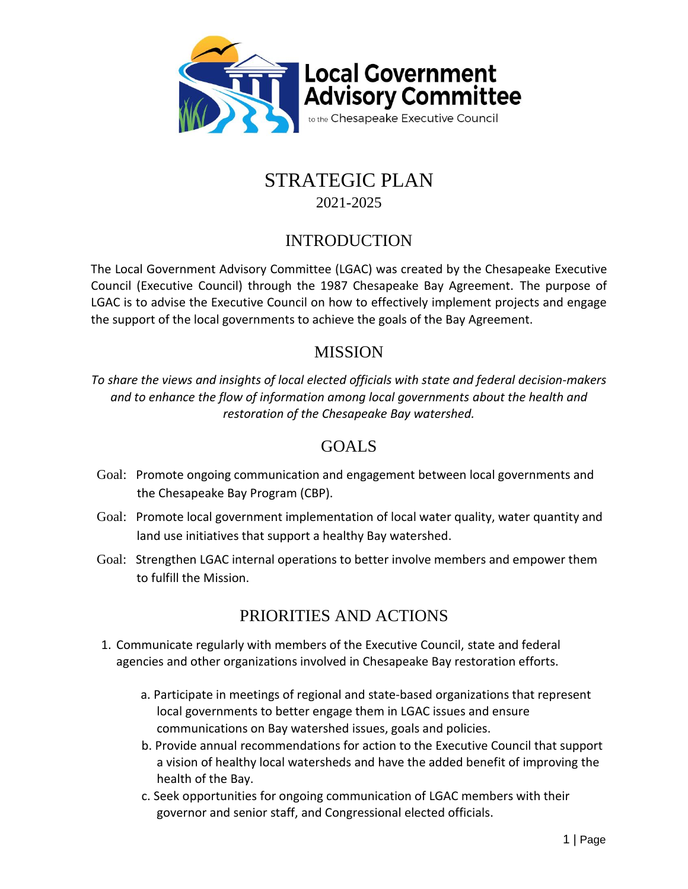Local Government Advisory Committee to the Chesapeake Executive Council

# STRATEGIC PLAN

2021-2025

## INTRODUCTION

The Local Government Advisory Committee (LGAC) was created by the Chesapeake Executive Council (Executive Council) through the 1987 Chesapeake Bay Agreement. The purpose of LGAC is to advise the Executive Council on how to effectively implement projects and engage the support of the local governments to achieve the goals of the Bay Agreement.

## MISSION

*To share the views and insights of local elected officials with state and federal decision-makers and to enhance the flow of information among local governments about the health and restoration of the Chesapeake Bay watershed.*

## GOALS

- Goal: Promote ongoing communication and engagement between local governments and the Chesapeake Bay Program (CBP).
- Goal: Promote local government implementation of local water quality, water quantity and land use initiatives that support a healthy Bay watershed.
- Goal: Strengthen LGAC internal operations to better involve members and empower them to fulfill the Mission.

## PRIORITIES AND ACTIONS

1. Communicate regularly with members of the Executive Council, state and federal agencies and other organizations involved in Chesapeake Bay restoration efforts.

    a. Participate in meetings of regional and state-based organizations that represent local governments to better engage them in LGAC issues and ensure communications on Bay watershed issues, goals and policies.

    b. Provide annual recommendations for action to the Executive Council that support a vision of healthy local watersheds and have the added benefit of improving the health of the Bay.

    c. Seek opportunities for ongoing communication of LGAC members with their governor and senior staff, and Congressional elected officials.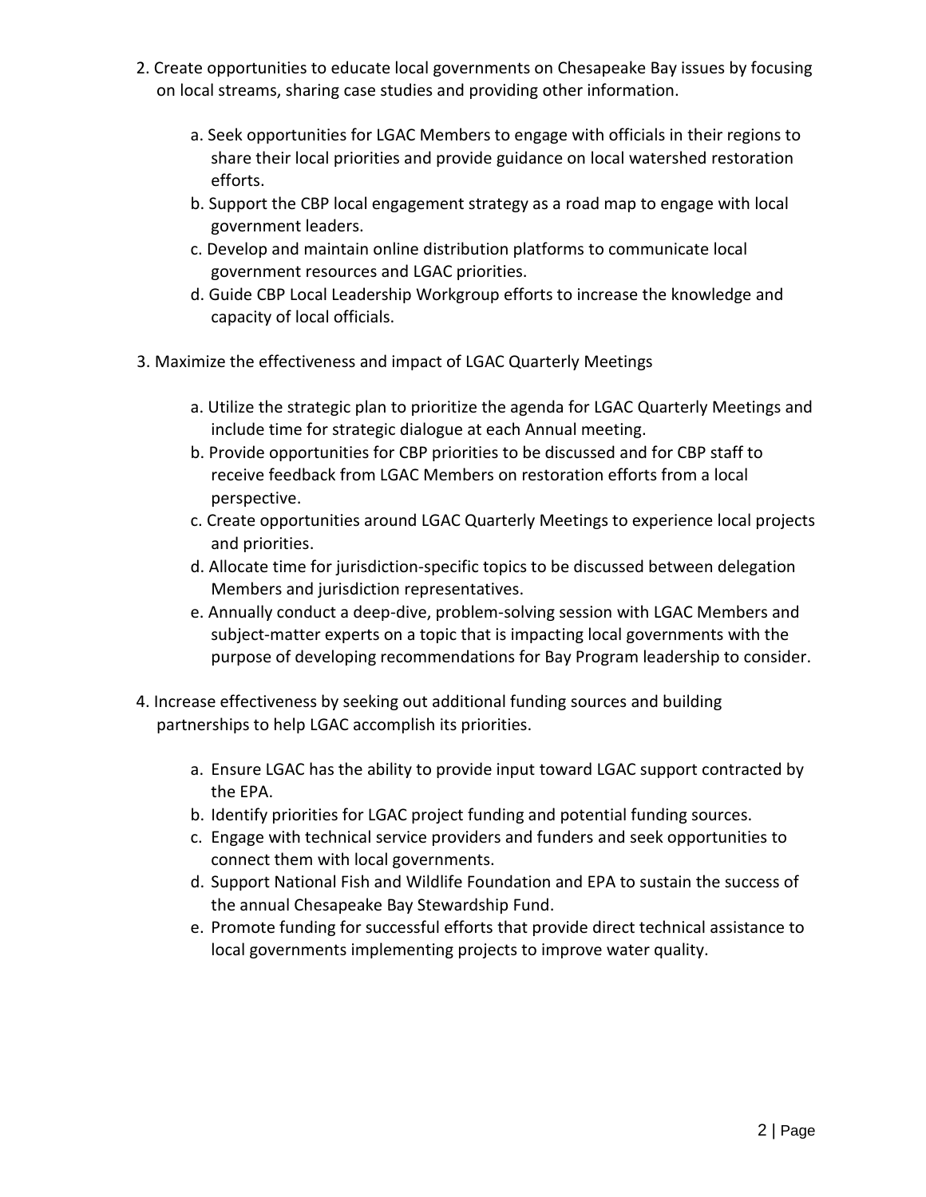2. Create opportunities to educate local governments on Chesapeake Bay issues by focusing on local streams, sharing case studies and providing other information.

    a. Seek opportunities for LGAC Members to engage with officials in their regions to share their local priorities and provide guidance on local watershed restoration efforts.
    b. Support the CBP local engagement strategy as a road map to engage with local government leaders.
    c. Develop and maintain online distribution platforms to communicate local government resources and LGAC priorities.
    d. Guide CBP Local Leadership Workgroup efforts to increase the knowledge and capacity of local officials.

3. Maximize the effectiveness and impact of LGAC Quarterly Meetings

    a. Utilize the strategic plan to prioritize the agenda for LGAC Quarterly Meetings and include time for strategic dialogue at each Annual meeting.
    b. Provide opportunities for CBP priorities to be discussed and for CBP staff to receive feedback from LGAC Members on restoration efforts from a local perspective.
    c. Create opportunities around LGAC Quarterly Meetings to experience local projects and priorities.
    d. Allocate time for jurisdiction-specific topics to be discussed between delegation Members and jurisdiction representatives.
    e. Annually conduct a deep-dive, problem-solving session with LGAC Members and subject-matter experts on a topic that is impacting local governments with the purpose of developing recommendations for Bay Program leadership to consider.

4. Increase effectiveness by seeking out additional funding sources and building partnerships to help LGAC accomplish its priorities.

    a. Ensure LGAC has the ability to provide input toward LGAC support contracted by the EPA.
    b. Identify priorities for LGAC project funding and potential funding sources.
    c. Engage with technical service providers and funders and seek opportunities to connect them with local governments.
    d. Support National Fish and Wildlife Foundation and EPA to sustain the success of the annual Chesapeake Bay Stewardship Fund.
    e. Promote funding for successful efforts that provide direct technical assistance to local governments implementing projects to improve water quality.